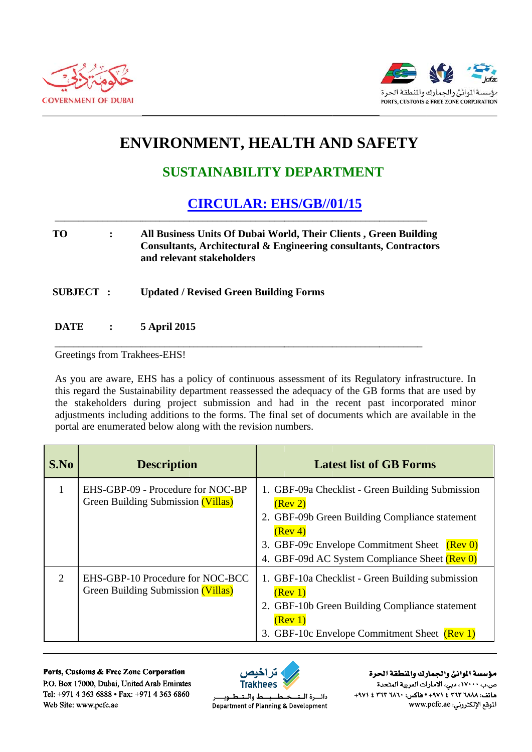# ENVIRONMENT, HEALTH AND SAFETY

## SUSTAINABILITY DEPARTMENT

## CIRCULAR: EHS/GB//01/15

**TO** : **All Business Units Of Dubai World, Their Clients , Green Building Consultants, Architectural & Engineering consultants, Contractors and relevant stakeholders**

**SUBJECT** : **Updated / Revised Green Building Forms**

**DATE** : **5 April 2015**

Greetings from Trakhees-EHS!

As you are aware, EHS has a policy of continuous assessment of its Regulatory infrastructure. In this regard the Sustainability department reassessed the adequacy of the GB forms that are used by the stakeholders during project submission and had in the recent past incorporated minor adjustments including additions to the forms. The final set of documents which are available in the portal are enumerated below along with the revision numbers.

| S.No | Description | Latest list of GB Forms |
|---|---|---|
| 1 | EHS-GBP-09 - Procedure for NOC-BP Green Building Submission (Villas) | 1. GBF-09a Checklist - Green Building Submission (Rev 2)<br>2. GBF-09b Green Building Compliance statement (Rev 4)<br>3. GBF-09c Envelope Commitment Sheet (Rev 0)<br>4. GBF-09d AC System Compliance Sheet (Rev 0) |
| 2 | EHS-GBP-10 Procedure for NOC-BCC Green Building Submission (Villas) | 1. GBF-10a Checklist - Green Building submission (Rev 1)<br>2. GBF-10b Green Building Compliance statement (Rev 1)<br>3. GBF-10c Envelope Commitment Sheet (Rev 1) |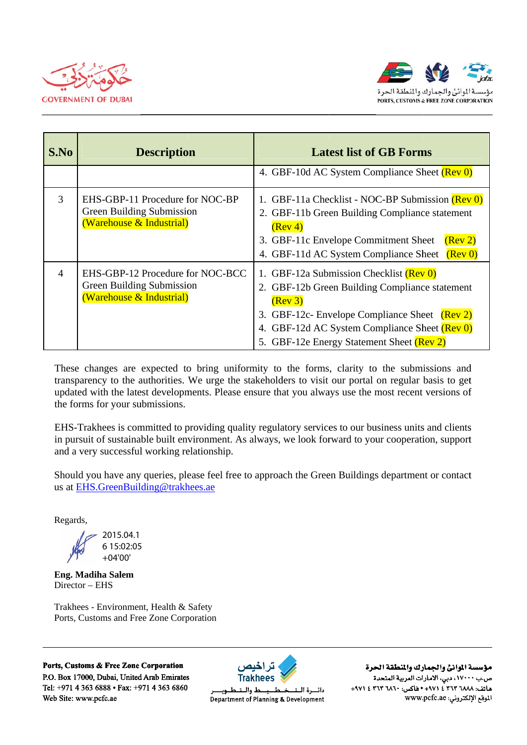| S.No | Description | Latest list of GB Forms |
|---|---|---|
| | | 4. GBF-10d AC System Compliance Sheet (Rev 0) |
| 3 | EHS-GBP-11 Procedure for NOC-BP Green Building Submission (Warehouse & Industrial) | 1. GBF-11a Checklist - NOC-BP Submission (Rev 0)<br>2. GBF-11b Green Building Compliance statement (Rev 4)<br>3. GBF-11c Envelope Commitment Sheet (Rev 2)<br>4. GBF-11d AC System Compliance Sheet (Rev 0) |
| 4 | EHS-GBP-12 Procedure for NOC-BCC Green Building Submission (Warehouse & Industrial) | 1. GBF-12a Submission Checklist (Rev 0)<br>2. GBF-12b Green Building Compliance statement (Rev 3)<br>3. GBF-12c- Envelope Compliance Sheet (Rev 2)<br>4. GBF-12d AC System Compliance Sheet (Rev 0)<br>5. GBF-12e Energy Statement Sheet (Rev 2) |

These changes are expected to bring uniformity to the forms, clarity to the submissions and transparency to the authorities. We urge the stakeholders to visit our portal on regular basis to get updated with the latest developments. Please ensure that you always use the most recent versions of the forms for your submissions.

EHS-Trakhees is committed to providing quality regulatory services to our business units and clients in pursuit of sustainable built environment. As always, we look forward to your cooperation, support and a very successful working relationship.

Should you have any queries, please feel free to approach the Green Buildings department or contact us at EHS.GreenBuilding@trakhees.ae

Regards,

2015.04.16 15:02:05 +04'00'

**Eng. Madiha Salem**
Director – EHS

Trakhees - Environment, Health & Safety
Ports, Customs and Free Zone Corporation